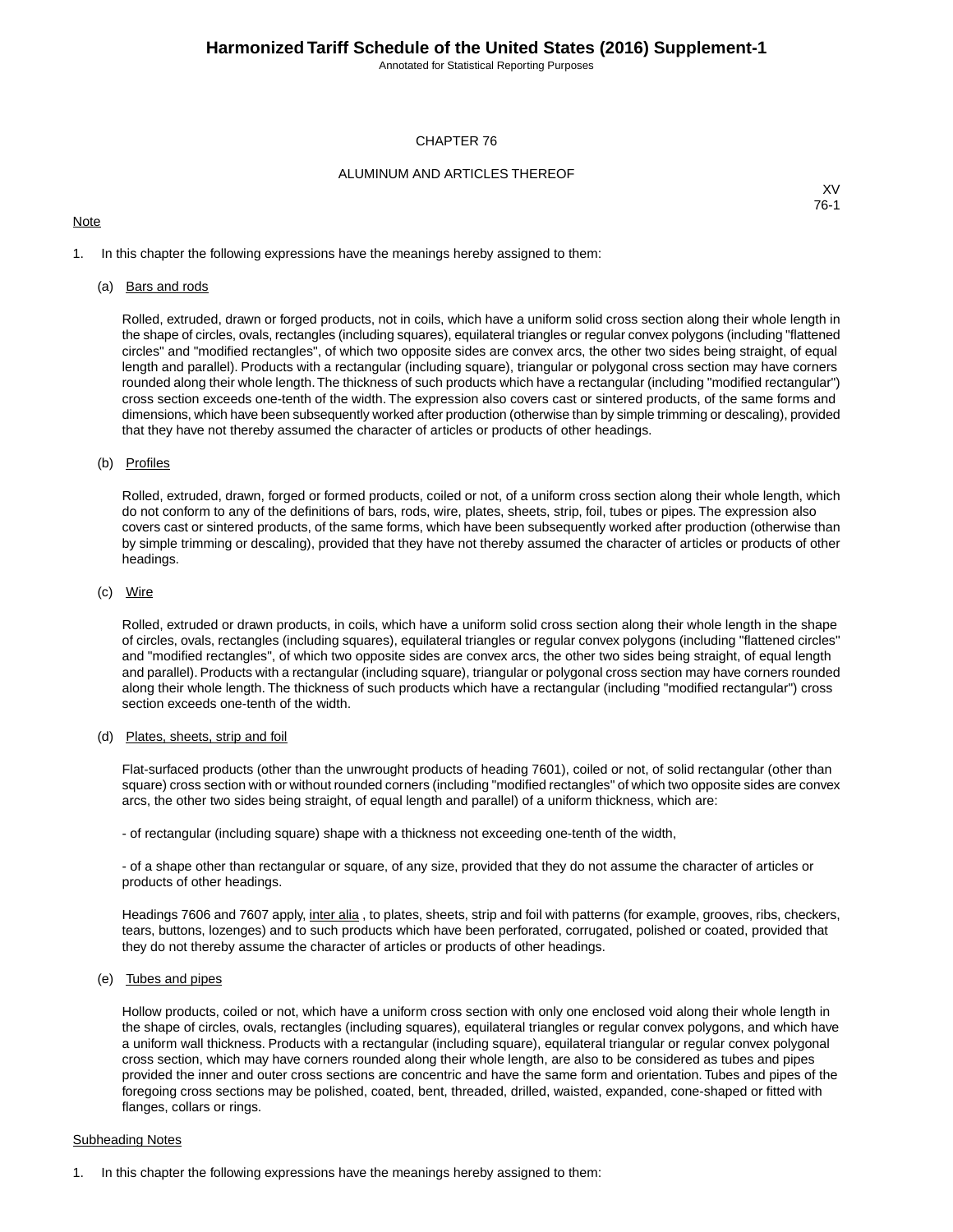# CHAPTER 76

## ALUMINUM AND ARTICLES THEREOF

XV
76-1

Note

1. In this chapter the following expressions have the meanings hereby assigned to them:

   (a) Bars and rods

   Rolled, extruded, drawn or forged products, not in coils, which have a uniform solid cross section along their whole length in the shape of circles, ovals, rectangles (including squares), equilateral triangles or regular convex polygons (including "flattened circles" and "modified rectangles", of which two opposite sides are convex arcs, the other two sides being straight, of equal length and parallel). Products with a rectangular (including square), triangular or polygonal cross section may have corners rounded along their whole length. The thickness of such products which have a rectangular (including "modified rectangular") cross section exceeds one-tenth of the width. The expression also covers cast or sintered products, of the same forms and dimensions, which have been subsequently worked after production (otherwise than by simple trimming or descaling), provided that they have not thereby assumed the character of articles or products of other headings.

   (b) Profiles

   Rolled, extruded, drawn, forged or formed products, coiled or not, of a uniform cross section along their whole length, which do not conform to any of the definitions of bars, rods, wire, plates, sheets, strip, foil, tubes or pipes. The expression also covers cast or sintered products, of the same forms, which have been subsequently worked after production (otherwise than by simple trimming or descaling), provided that they have not thereby assumed the character of articles or products of other headings.

   (c) Wire

   Rolled, extruded or drawn products, in coils, which have a uniform solid cross section along their whole length in the shape of circles, ovals, rectangles (including squares), equilateral triangles or regular convex polygons (including "flattened circles" and "modified rectangles", of which two opposite sides are convex arcs, the other two sides being straight, of equal length and parallel). Products with a rectangular (including square), triangular or polygonal cross section may have corners rounded along their whole length. The thickness of such products which have a rectangular (including "modified rectangular") cross section exceeds one-tenth of the width.

   (d) Plates, sheets, strip and foil

   Flat-surfaced products (other than the unwrought products of heading 7601), coiled or not, of solid rectangular (other than square) cross section with or without rounded corners (including "modified rectangles" of which two opposite sides are convex arcs, the other two sides being straight, of equal length and parallel) of a uniform thickness, which are:

   - of rectangular (including square) shape with a thickness not exceeding one-tenth of the width,

   - of a shape other than rectangular or square, of any size, provided that they do not assume the character of articles or products of other headings.

   Headings 7606 and 7607 apply, inter alia , to plates, sheets, strip and foil with patterns (for example, grooves, ribs, checkers, tears, buttons, lozenges) and to such products which have been perforated, corrugated, polished or coated, provided that they do not thereby assume the character of articles or products of other headings.

   (e) Tubes and pipes

   Hollow products, coiled or not, which have a uniform cross section with only one enclosed void along their whole length in the shape of circles, ovals, rectangles (including squares), equilateral triangles or regular convex polygons, and which have a uniform wall thickness. Products with a rectangular (including square), equilateral triangular or regular convex polygonal cross section, which may have corners rounded along their whole length, are also to be considered as tubes and pipes provided the inner and outer cross sections are concentric and have the same form and orientation. Tubes and pipes of the foregoing cross sections may be polished, coated, bent, threaded, drilled, waisted, expanded, cone-shaped or fitted with flanges, collars or rings.

Subheading Notes

1. In this chapter the following expressions have the meanings hereby assigned to them: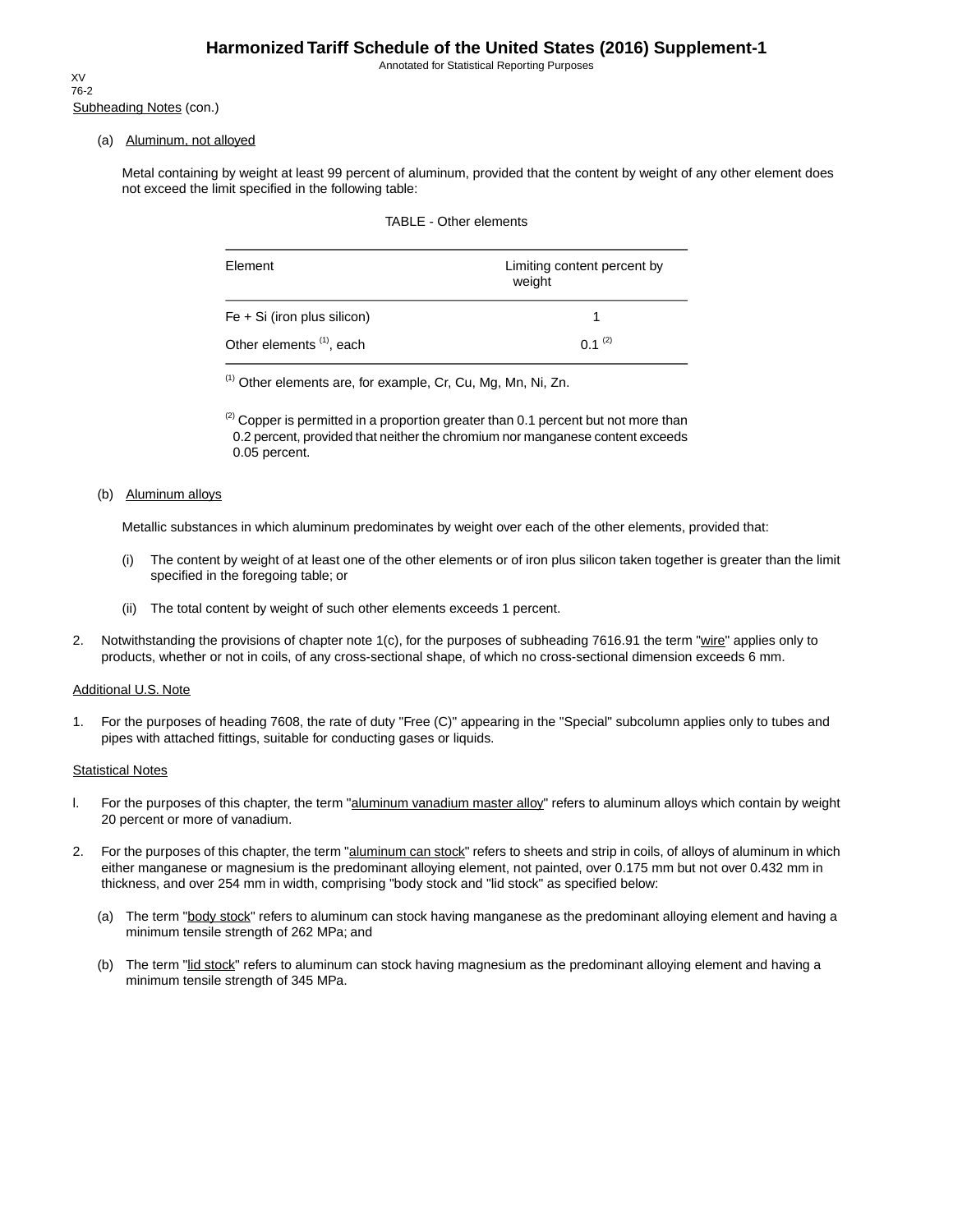Subheading Notes (con.)

(a) Aluminum, not alloyed

Metal containing by weight at least 99 percent of aluminum, provided that the content by weight of any other element does not exceed the limit specified in the following table:

TABLE - Other elements

| Element | Limiting content percent by weight |
| --- | --- |
| Fe + Si (iron plus silicon) | 1 |
| Other elements [1], each | 0.1 [2] |

[1] Other elements are, for example, Cr, Cu, Mg, Mn, Ni, Zn.

[2] Copper is permitted in a proportion greater than 0.1 percent but not more than 0.2 percent, provided that neither the chromium nor manganese content exceeds 0.05 percent.

(b) Aluminum alloys

Metallic substances in which aluminum predominates by weight over each of the other elements, provided that:

(i) The content by weight of at least one of the other elements or of iron plus silicon taken together is greater than the limit specified in the foregoing table; or

(ii) The total content by weight of such other elements exceeds 1 percent.

2. Notwithstanding the provisions of chapter note 1(c), for the purposes of subheading 7616.91 the term "wire" applies only to products, whether or not in coils, of any cross-sectional shape, of which no cross-sectional dimension exceeds 6 mm.

Additional U.S. Note

1. For the purposes of heading 7608, the rate of duty "Free (C)" appearing in the "Special" subcolumn applies only to tubes and pipes with attached fittings, suitable for conducting gases or liquids.

Statistical Notes

l. For the purposes of this chapter, the term "aluminum vanadium master alloy" refers to aluminum alloys which contain by weight 20 percent or more of vanadium.

2. For the purposes of this chapter, the term "aluminum can stock" refers to sheets and strip in coils, of alloys of aluminum in which either manganese or magnesium is the predominant alloying element, not painted, over 0.175 mm but not over 0.432 mm in thickness, and over 254 mm in width, comprising "body stock and "lid stock" as specified below:

(a) The term "body stock" refers to aluminum can stock having manganese as the predominant alloying element and having a minimum tensile strength of 262 MPa; and

(b) The term "lid stock" refers to aluminum can stock having magnesium as the predominant alloying element and having a minimum tensile strength of 345 MPa.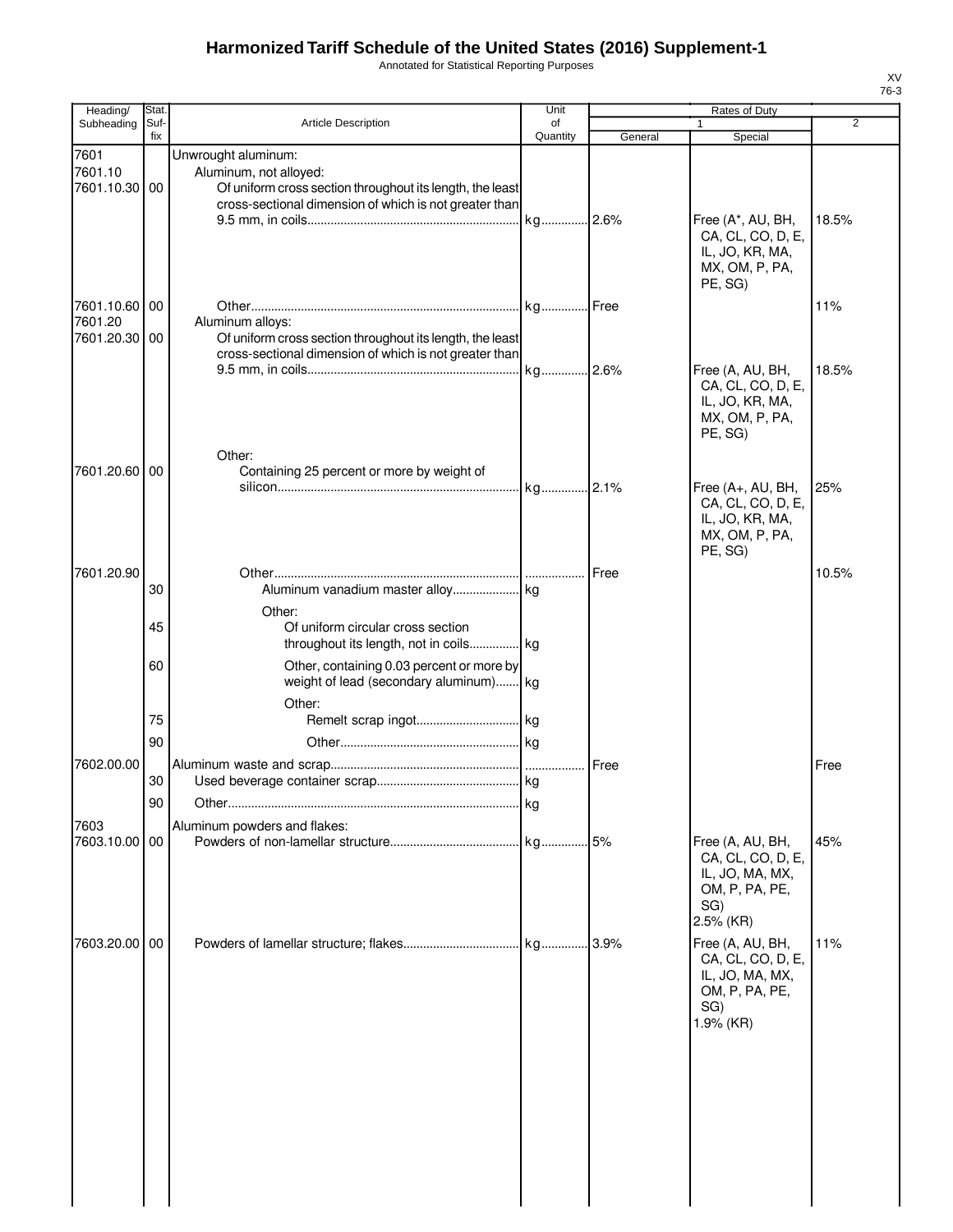# Harmonized Tariff Schedule of the United States (2016) Supplement-1

Annotated for Statistical Reporting Purposes

XV
76-3

| Heading/ Subheading | Stat. Suf- fix | Article Description | Unit of Quantity | Rates of Duty 1 General | Special | 2 |
|---|---|---|---|---|---|---|
| 7601 | | Unwrought aluminum: | | | | |
| 7601.10 | | Aluminum, not alloyed: | | | | |
| 7601.10.30 | 00 | Of uniform cross section throughout its length, the least cross-sectional dimension of which is not greater than 9.5 mm, in coils | kg | 2.6% | Free (A*, AU, BH, CA, CL, CO, D, E, IL, JO, KR, MA, MX, OM, P, PA, PE, SG) | 18.5% |
| 7601.10.60 | 00 | Other | kg | Free | | 11% |
| 7601.20 | | Aluminum alloys: | | | | |
| 7601.20.30 | 00 | Of uniform cross section throughout its length, the least cross-sectional dimension of which is not greater than 9.5 mm, in coils | kg | 2.6% | Free (A, AU, BH, CA, CL, CO, D, E, IL, JO, KR, MA, MX, OM, P, PA, PE, SG) | 18.5% |
| | | Other: | | | | |
| 7601.20.60 | 00 | Containing 25 percent or more by weight of silicon | kg | 2.1% | Free (A+, AU, BH, CA, CL, CO, D, E, IL, JO, KR, MA, MX, OM, P, PA, PE, SG) | 25% |
| 7601.20.90 | | Other | | Free | | 10.5% |
| | 30 | Aluminum vanadium master alloy | kg | | | |
| | | Other: | | | | |
| | 45 | Of uniform circular cross section throughout its length, not in coils | kg | | | |
| | 60 | Other, containing 0.03 percent or more by weight of lead (secondary aluminum) | kg | | | |
| | | Other: | | | | |
| | 75 | Remelt scrap ingot | kg | | | |
| | 90 | Other | kg | | | |
| 7602.00.00 | | Aluminum waste and scrap | | Free | | Free |
| | 30 | Used beverage container scrap | kg | | | |
| | 90 | Other | kg | | | |
| 7603 | | Aluminum powders and flakes: | | | | |
| 7603.10.00 | 00 | Powders of non-lamellar structure | kg | 5% | Free (A, AU, BH, CA, CL, CO, D, E, IL, JO, MA, MX, OM, P, PA, PE, SG) 2.5% (KR) | 45% |
| 7603.20.00 | 00 | Powders of lamellar structure; flakes | kg | 3.9% | Free (A, AU, BH, CA, CL, CO, D, E, IL, JO, MA, MX, OM, P, PA, PE, SG) 1.9% (KR) | 11% |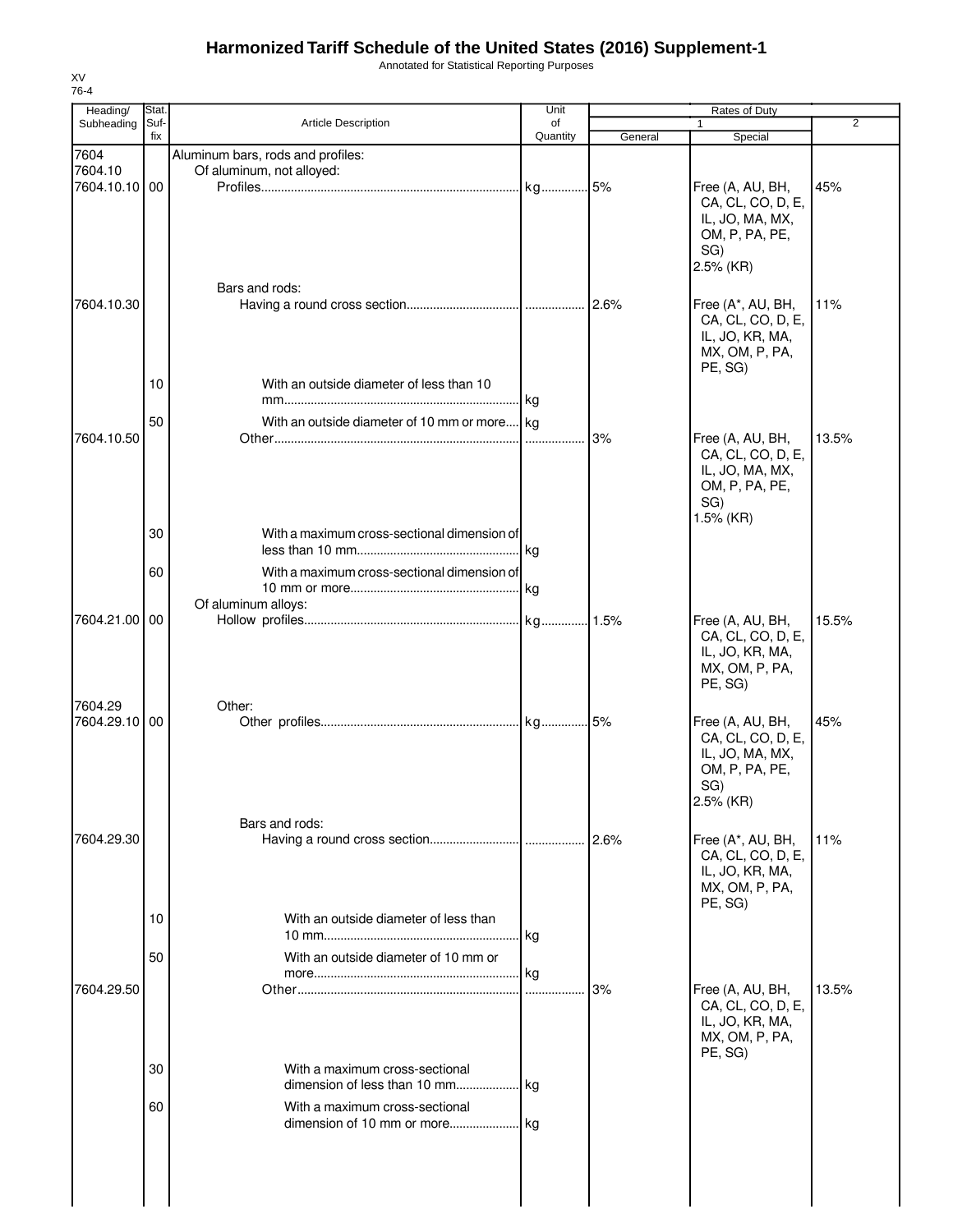# Harmonized Tariff Schedule of the United States (2016) Supplement-1

Annotated for Statistical Reporting Purposes

XV
76-4

| Heading/ Subheading | Stat. Suf-fix | Article Description | Unit of Quantity | Rates of Duty 1 General | Special | 2 |
|---|---|---|---|---|---|---|
| 7604 | | Aluminum bars, rods and profiles: | | | | |
| 7604.10 | | Of aluminum, not alloyed: | | | | |
| 7604.10.10 | 00 | Profiles | kg | 5% | Free (A, AU, BH, CA, CL, CO, D, E, IL, JO, MA, MX, OM, P, PA, PE, SG) 2.5% (KR) | 45% |
| | | Bars and rods: | | | | |
| 7604.10.30 | | Having a round cross section | | 2.6% | Free (A*, AU, BH, CA, CL, CO, D, E, IL, JO, KR, MA, MX, OM, P, PA, PE, SG) | 11% |
| | 10 | With an outside diameter of less than 10 mm | kg | | | |
| | 50 | With an outside diameter of 10 mm or more | kg | | | |
| 7604.10.50 | | Other | | 3% | Free (A, AU, BH, CA, CL, CO, D, E, IL, JO, MA, MX, OM, P, PA, PE, SG) 1.5% (KR) | 13.5% |
| | 30 | With a maximum cross-sectional dimension of less than 10 mm | kg | | | |
| | 60 | With a maximum cross-sectional dimension of 10 mm or more | kg | | | |
| | | Of aluminum alloys: | | | | |
| 7604.21.00 | 00 | Hollow profiles | kg | 1.5% | Free (A, AU, BH, CA, CL, CO, D, E, IL, JO, KR, MA, MX, OM, P, PA, PE, SG) | 15.5% |
| 7604.29 | | Other: | | | | |
| 7604.29.10 | 00 | Other profiles | kg | 5% | Free (A, AU, BH, CA, CL, CO, D, E, IL, JO, MA, MX, OM, P, PA, PE, SG) 2.5% (KR) | 45% |
| | | Bars and rods: | | | | |
| 7604.29.30 | | Having a round cross section | | 2.6% | Free (A*, AU, BH, CA, CL, CO, D, E, IL, JO, KR, MA, MX, OM, P, PA, PE, SG) | 11% |
| | 10 | With an outside diameter of less than 10 mm | kg | | | |
| | 50 | With an outside diameter of 10 mm or more | kg | | | |
| 7604.29.50 | | Other | | 3% | Free (A, AU, BH, CA, CL, CO, D, E, IL, JO, KR, MA, MX, OM, P, PA, PE, SG) | 13.5% |
| | 30 | With a maximum cross-sectional dimension of less than 10 mm | kg | | | |
| | 60 | With a maximum cross-sectional dimension of 10 mm or more | kg | | | |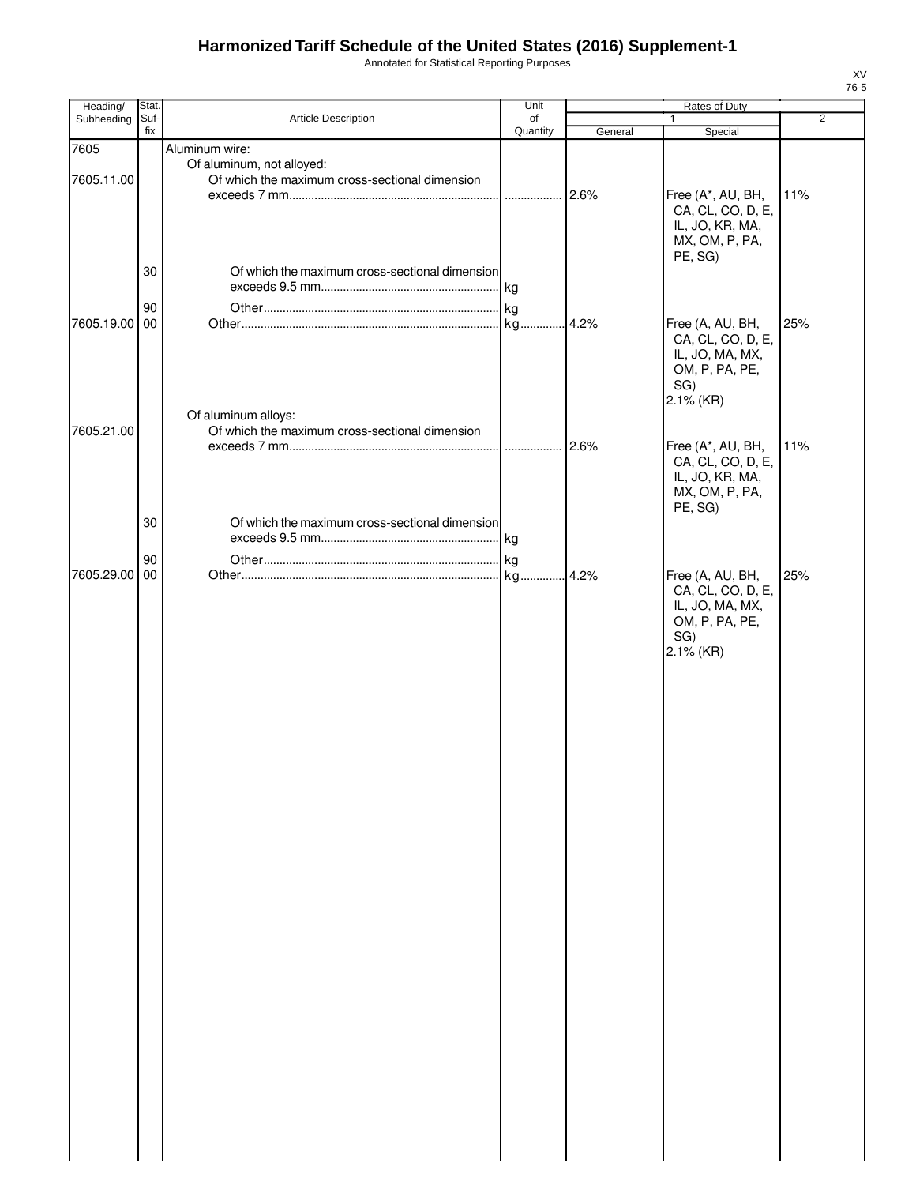# Harmonized Tariff Schedule of the United States (2016) Supplement-1

Annotated for Statistical Reporting Purposes

XV
76-5

| Heading/ Subheading | Stat. Suf-fix | Article Description | Unit of Quantity | Rates of Duty | | |
|---|---|---|---|---|---|---|
| | | | | 1 | | 2 |
| | | | | General | Special | |
| 7605 | | Aluminum wire: | | | | |
| | | Of aluminum, not alloyed: | | | | |
| 7605.11.00 | | Of which the maximum cross-sectional dimension exceeds 7 mm | | 2.6% | Free (A*, AU, BH, CA, CL, CO, D, E, IL, JO, KR, MA, MX, OM, P, PA, PE, SG) | 11% |
| | 30 | Of which the maximum cross-sectional dimension exceeds 9.5 mm | kg | | | |
| | 90 | Other | kg | | | |
| 7605.19.00 | 00 | Other | kg | 4.2% | Free (A, AU, BH, CA, CL, CO, D, E, IL, JO, MA, MX, OM, P, PA, PE, SG)<br>2.1% (KR) | 25% |
| | | Of aluminum alloys: | | | | |
| 7605.21.00 | | Of which the maximum cross-sectional dimension exceeds 7 mm | | 2.6% | Free (A*, AU, BH, CA, CL, CO, D, E, IL, JO, KR, MA, MX, OM, P, PA, PE, SG) | 11% |
| | 30 | Of which the maximum cross-sectional dimension exceeds 9.5 mm | kg | | | |
| | 90 | Other | kg | | | |
| 7605.29.00 | 00 | Other | kg | 4.2% | Free (A, AU, BH, CA, CL, CO, D, E, IL, JO, MA, MX, OM, P, PA, PE, SG)<br>2.1% (KR) | 25% |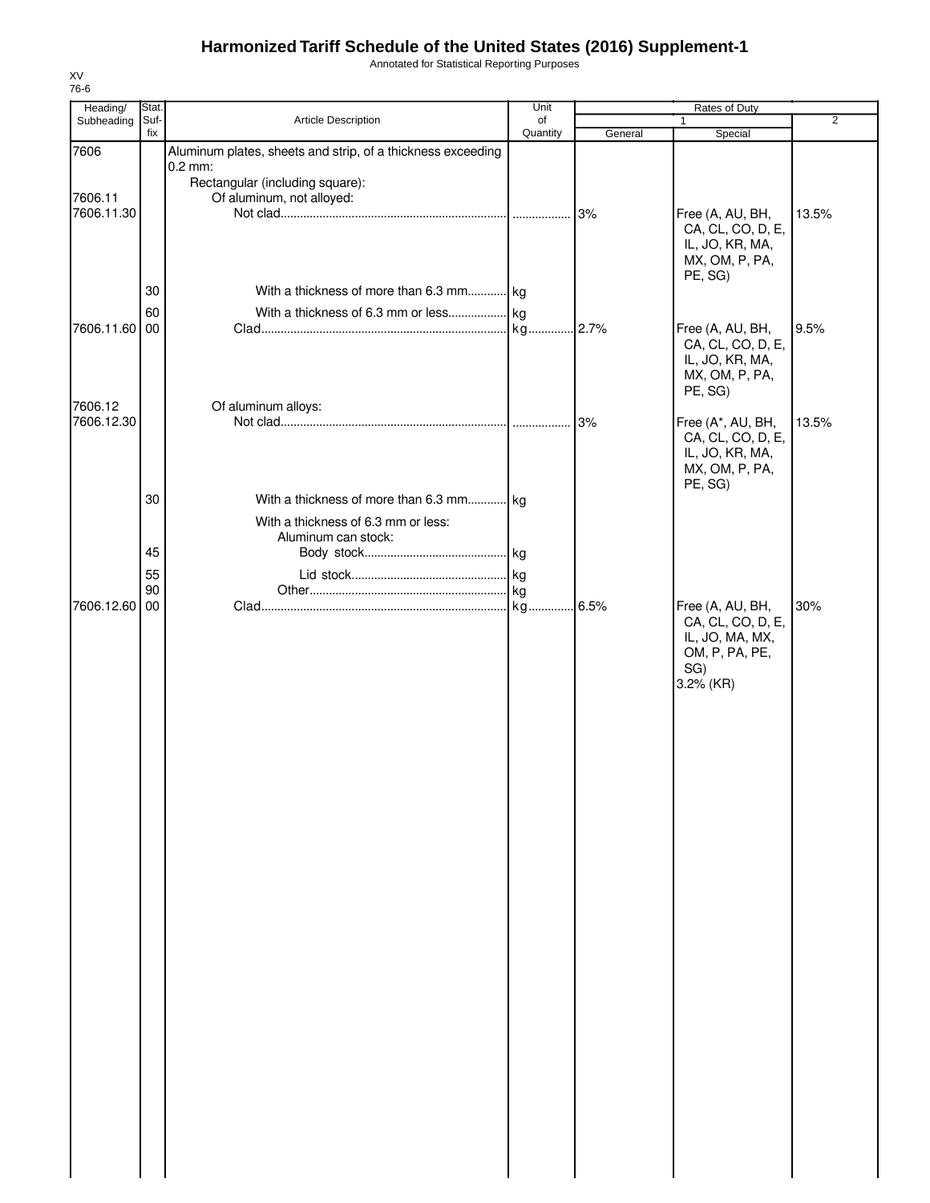# Harmonized Tariff Schedule of the United States (2016) Supplement-1

Annotated for Statistical Reporting Purposes

XV
76-6

| Heading/ Subheading | Stat. Suf- fix | Article Description | Unit of Quantity | Rates of Duty 1 General | Special | 2 |
|---|---|---|---|---|---|---|
| 7606 | | Aluminum plates, sheets and strip, of a thickness exceeding 0.2 mm: | | | | |
| | | Rectangular (including square): | | | | |
| 7606.11 | | Of aluminum, not alloyed: | | | | |
| 7606.11.30 | | Not clad | | 3% | Free (A, AU, BH, CA, CL, CO, D, E, IL, JO, KR, MA, MX, OM, P, PA, PE, SG) | 13.5% |
| | 30 | With a thickness of more than 6.3 mm | kg | | | |
| | 60 | With a thickness of 6.3 mm or less | kg | | | |
| 7606.11.60 | 00 | Clad | kg | 2.7% | Free (A, AU, BH, CA, CL, CO, D, E, IL, JO, KR, MA, MX, OM, P, PA, PE, SG) | 9.5% |
| 7606.12 | | Of aluminum alloys: | | | | |
| 7606.12.30 | | Not clad | | 3% | Free (A*, AU, BH, CA, CL, CO, D, E, IL, JO, KR, MA, MX, OM, P, PA, PE, SG) | 13.5% |
| | 30 | With a thickness of more than 6.3 mm | kg | | | |
| | | With a thickness of 6.3 mm or less: | | | | |
| | | Aluminum can stock: | | | | |
| | 45 | Body stock | kg | | | |
| | 55 | Lid stock | kg | | | |
| | 90 | Other | kg | | | |
| 7606.12.60 | 00 | Clad | kg | 6.5% | Free (A, AU, BH, CA, CL, CO, D, E, IL, JO, MA, MX, OM, P, PA, PE, SG) 3.2% (KR) | 30% |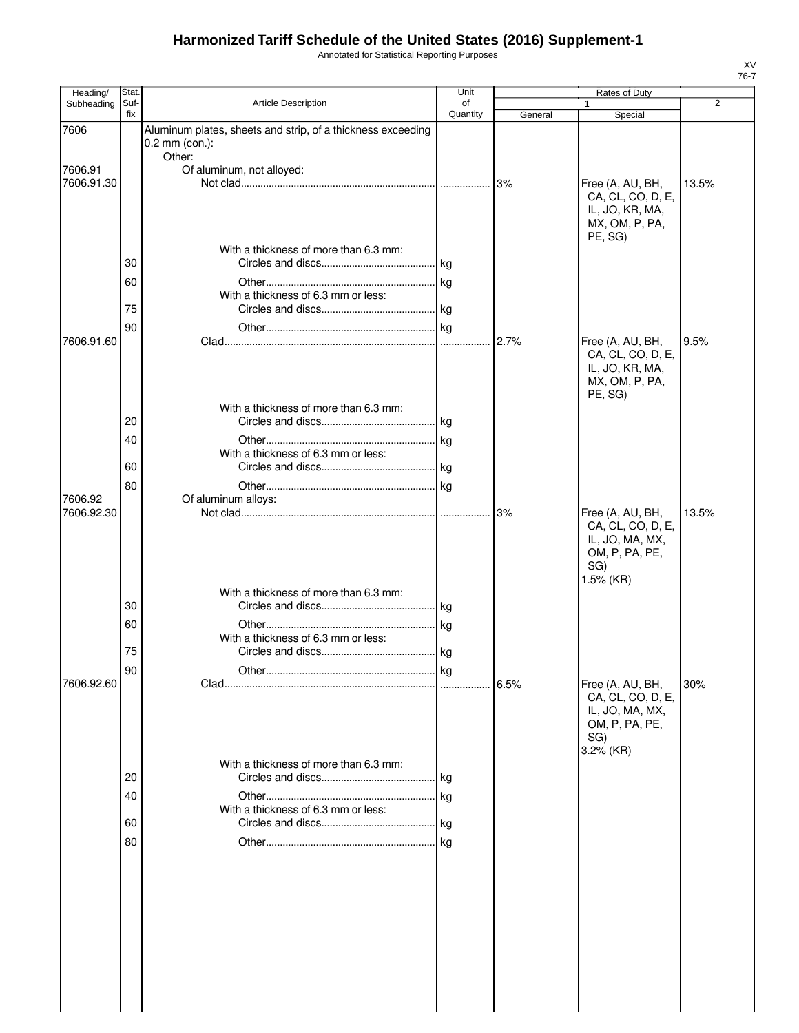# Harmonized Tariff Schedule of the United States (2016) Supplement-1

Annotated for Statistical Reporting Purposes

XV
76-7

| Heading/ Subheading | Stat. Suf-fix | Article Description | Unit of Quantity | Rates of Duty 1 General | Rates of Duty 1 Special | Rates of Duty 2 |
|---|---|---|---|---|---|---|
| 7606 | | Aluminum plates, sheets and strip, of a thickness exceeding 0.2 mm (con.): | | | | |
| | | Other: | | | | |
| 7606.91 | | Of aluminum, not alloyed: | | | | |
| 7606.91.30 | | Not clad | | 3% | Free (A, AU, BH, CA, CL, CO, D, E, IL, JO, KR, MA, MX, OM, P, PA, PE, SG) | 13.5% |
| | | With a thickness of more than 6.3 mm: | | | | |
| | 30 | Circles and discs | kg | | | |
| | 60 | Other | kg | | | |
| | | With a thickness of 6.3 mm or less: | | | | |
| | 75 | Circles and discs | kg | | | |
| | 90 | Other | kg | | | |
| 7606.91.60 | | Clad | | 2.7% | Free (A, AU, BH, CA, CL, CO, D, E, IL, JO, KR, MA, MX, OM, P, PA, PE, SG) | 9.5% |
| | | With a thickness of more than 6.3 mm: | | | | |
| | 20 | Circles and discs | kg | | | |
| | 40 | Other | kg | | | |
| | | With a thickness of 6.3 mm or less: | | | | |
| | 60 | Circles and discs | kg | | | |
| | 80 | Other | kg | | | |
| 7606.92 | | Of aluminum alloys: | | | | |
| 7606.92.30 | | Not clad | | 3% | Free (A, AU, BH, CA, CL, CO, D, E, IL, JO, MA, MX, OM, P, PA, PE, SG) 1.5% (KR) | 13.5% |
| | | With a thickness of more than 6.3 mm: | | | | |
| | 30 | Circles and discs | kg | | | |
| | 60 | Other | kg | | | |
| | | With a thickness of 6.3 mm or less: | | | | |
| | 75 | Circles and discs | kg | | | |
| | 90 | Other | kg | | | |
| 7606.92.60 | | Clad | | 6.5% | Free (A, AU, BH, CA, CL, CO, D, E, IL, JO, MA, MX, OM, P, PA, PE, SG) 3.2% (KR) | 30% |
| | | With a thickness of more than 6.3 mm: | | | | |
| | 20 | Circles and discs | kg | | | |
| | 40 | Other | kg | | | |
| | | With a thickness of 6.3 mm or less: | | | | |
| | 60 | Circles and discs | kg | | | |
| | 80 | Other | kg | | | |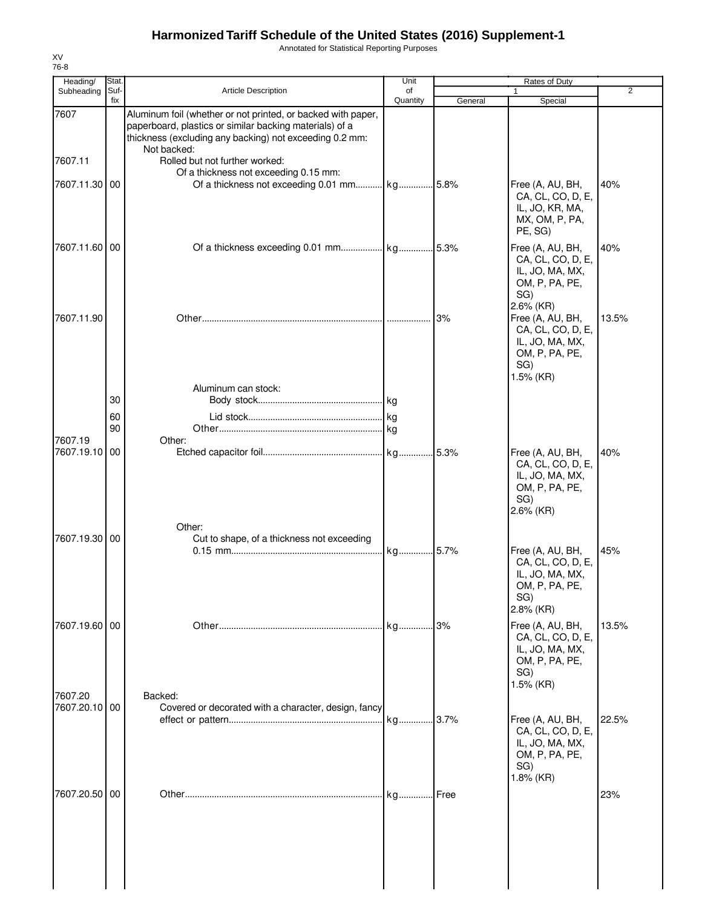# Harmonized Tariff Schedule of the United States (2016) Supplement-1

Annotated for Statistical Reporting Purposes

XV
76-8

| Heading/ Subheading | Stat. Suf- fix | Article Description | Unit of Quantity | Rates of Duty 1 General | Special | 2 |
|---|---|---|---|---|---|---|
| 7607 | | Aluminum foil (whether or not printed, or backed with paper, paperboard, plastics or similar backing materials) of a thickness (excluding any backing) not exceeding 0.2 mm: | | | | |
| | | Not backed: | | | | |
| 7607.11 | | Rolled but not further worked: | | | | |
| | | Of a thickness not exceeding 0.15 mm: | | | | |
| 7607.11.30 | 00 | Of a thickness not exceeding 0.01 mm | kg | 5.8% | Free (A, AU, BH, CA, CL, CO, D, E, IL, JO, KR, MA, MX, OM, P, PA, PE, SG) | 40% |
| 7607.11.60 | 00 | Of a thickness exceeding 0.01 mm | kg | 5.3% | Free (A, AU, BH, CA, CL, CO, D, E, IL, JO, MA, MX, OM, P, PA, PE, SG) 2.6% (KR) | 40% |
| 7607.11.90 | | Other | | 3% | Free (A, AU, BH, CA, CL, CO, D, E, IL, JO, MA, MX, OM, P, PA, PE, SG) 1.5% (KR) | 13.5% |
| | | Aluminum can stock: | | | | |
| | 30 | Body stock | kg | | | |
| | 60 | Lid stock | kg | | | |
| | 90 | Other | kg | | | |
| 7607.19 | | Other: | | | | |
| 7607.19.10 | 00 | Etched capacitor foil | kg | 5.3% | Free (A, AU, BH, CA, CL, CO, D, E, IL, JO, MA, MX, OM, P, PA, PE, SG) 2.6% (KR) | 40% |
| | | Other: | | | | |
| 7607.19.30 | 00 | Cut to shape, of a thickness not exceeding 0.15 mm | kg | 5.7% | Free (A, AU, BH, CA, CL, CO, D, E, IL, JO, MA, MX, OM, P, PA, PE, SG) 2.8% (KR) | 45% |
| 7607.19.60 | 00 | Other | kg | 3% | Free (A, AU, BH, CA, CL, CO, D, E, IL, JO, MA, MX, OM, P, PA, PE, SG) 1.5% (KR) | 13.5% |
| 7607.20 | | Backed: | | | | |
| 7607.20.10 | 00 | Covered or decorated with a character, design, fancy effect or pattern | kg | 3.7% | Free (A, AU, BH, CA, CL, CO, D, E, IL, JO, MA, MX, OM, P, PA, PE, SG) 1.8% (KR) | 22.5% |
| 7607.20.50 | 00 | Other | kg | Free | | 23% |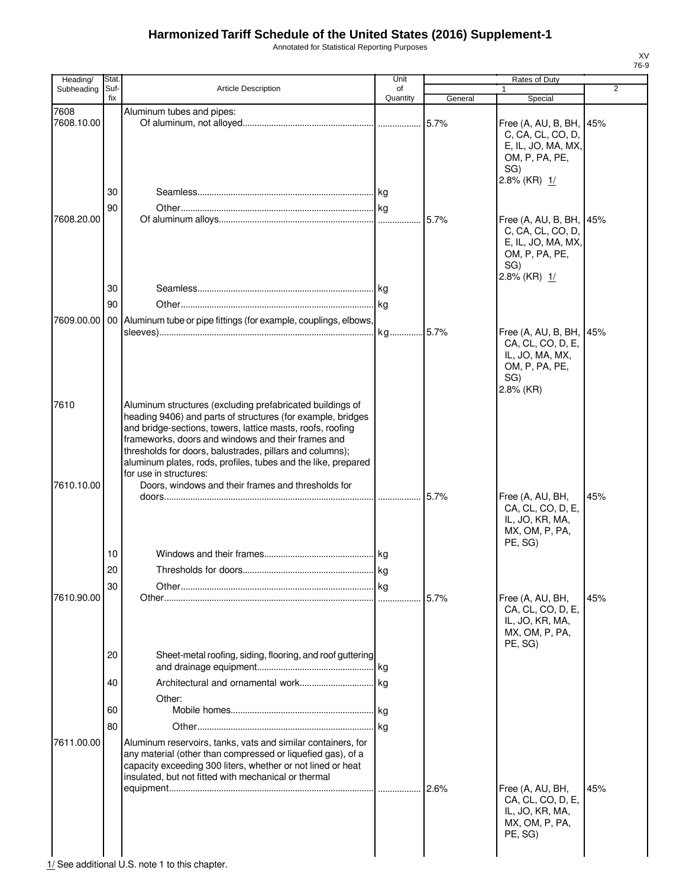# Harmonized Tariff Schedule of the United States (2016) Supplement-1

Annotated for Statistical Reporting Purposes

XV
76-9

| Heading/ Subheading | Stat. Suf- fix | Article Description | Unit of Quantity | Rates of Duty 1 General | Rates of Duty 1 Special | Rates of Duty 2 |
|---|---|---|---|---|---|---|
| 7608 | | Aluminum tubes and pipes: | | | | |
| 7608.10.00 | | Of aluminum, not alloyed | | 5.7% | Free (A, AU, B, BH, C, CA, CL, CO, D, E, IL, JO, MA, MX, OM, P, PA, PE, SG) 2.8% (KR) 1/ | 45% |
| | 30 | Seamless | kg | | | |
| | 90 | Other | kg | | | |
| 7608.20.00 | | Of aluminum alloys | | 5.7% | Free (A, AU, B, BH, C, CA, CL, CO, D, E, IL, JO, MA, MX, OM, P, PA, PE, SG) 2.8% (KR) 1/ | 45% |
| | 30 | Seamless | kg | | | |
| | 90 | Other | kg | | | |
| 7609.00.00 | 00 | Aluminum tube or pipe fittings (for example, couplings, elbows, sleeves) | kg | 5.7% | Free (A, AU, B, BH, CA, CL, CO, D, E, IL, JO, MA, MX, OM, P, PA, PE, SG) 2.8% (KR) | 45% |
| 7610 | | Aluminum structures (excluding prefabricated buildings of heading 9406) and parts of structures (for example, bridges and bridge-sections, towers, lattice masts, roofs, roofing frameworks, doors and windows and their frames and thresholds for doors, balustrades, pillars and columns); aluminum plates, rods, profiles, tubes and the like, prepared for use in structures: | | | | |
| 7610.10.00 | | Doors, windows and their frames and thresholds for doors | | 5.7% | Free (A, AU, BH, CA, CL, CO, D, E, IL, JO, KR, MA, MX, OM, P, PA, PE, SG) | 45% |
| | 10 | Windows and their frames | kg | | | |
| | 20 | Thresholds for doors | kg | | | |
| | 30 | Other | kg | | | |
| 7610.90.00 | | Other | | 5.7% | Free (A, AU, BH, CA, CL, CO, D, E, IL, JO, KR, MA, MX, OM, P, PA, PE, SG) | 45% |
| | 20 | Sheet-metal roofing, siding, flooring, and roof guttering and drainage equipment | kg | | | |
| | 40 | Architectural and ornamental work | kg | | | |
| | | Other: | | | | |
| | 60 | Mobile homes | kg | | | |
| | 80 | Other | kg | | | |
| 7611.00.00 | | Aluminum reservoirs, tanks, vats and similar containers, for any material (other than compressed or liquefied gas), of a capacity exceeding 300 liters, whether or not lined or heat insulated, but not fitted with mechanical or thermal equipment | | 2.6% | Free (A, AU, BH, CA, CL, CO, D, E, IL, JO, KR, MA, MX, OM, P, PA, PE, SG) | 45% |

1/ See additional U.S. note 1 to this chapter.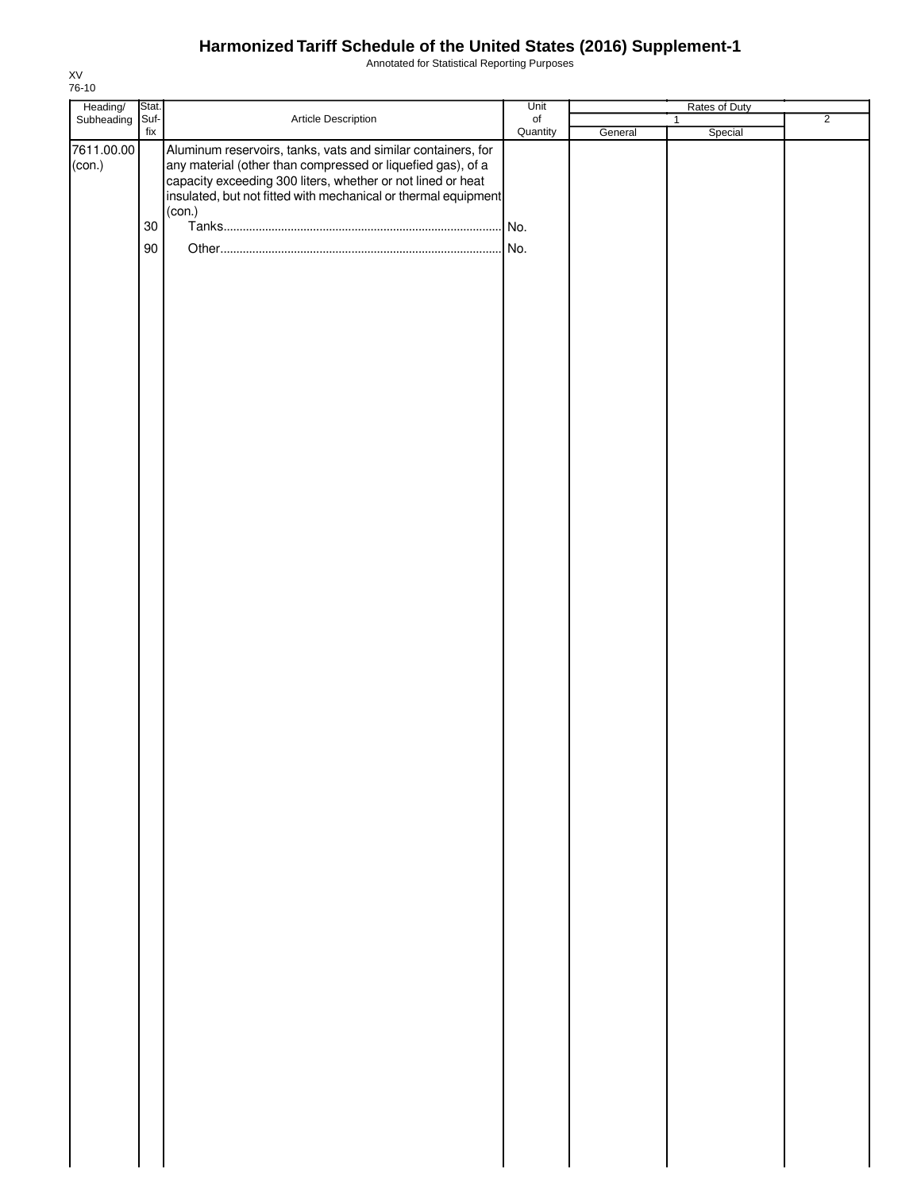# Harmonized Tariff Schedule of the United States (2016) Supplement-1

Annotated for Statistical Reporting Purposes

XV
76-10

| Heading/ Subheading | Stat. Suf-fix | Article Description | Unit of Quantity | Rates of Duty 1 General | Rates of Duty 1 Special | Rates of Duty 2 |
|---|---|---|---|---|---|---|
| 7611.00.00 (con.) | | Aluminum reservoirs, tanks, vats and similar containers, for any material (other than compressed or liquefied gas), of a capacity exceeding 300 liters, whether or not lined or heat insulated, but not fitted with mechanical or thermal equipment (con.) | | | | |
| | 30 | Tanks | No. | | | |
| | 90 | Other | No. | | | |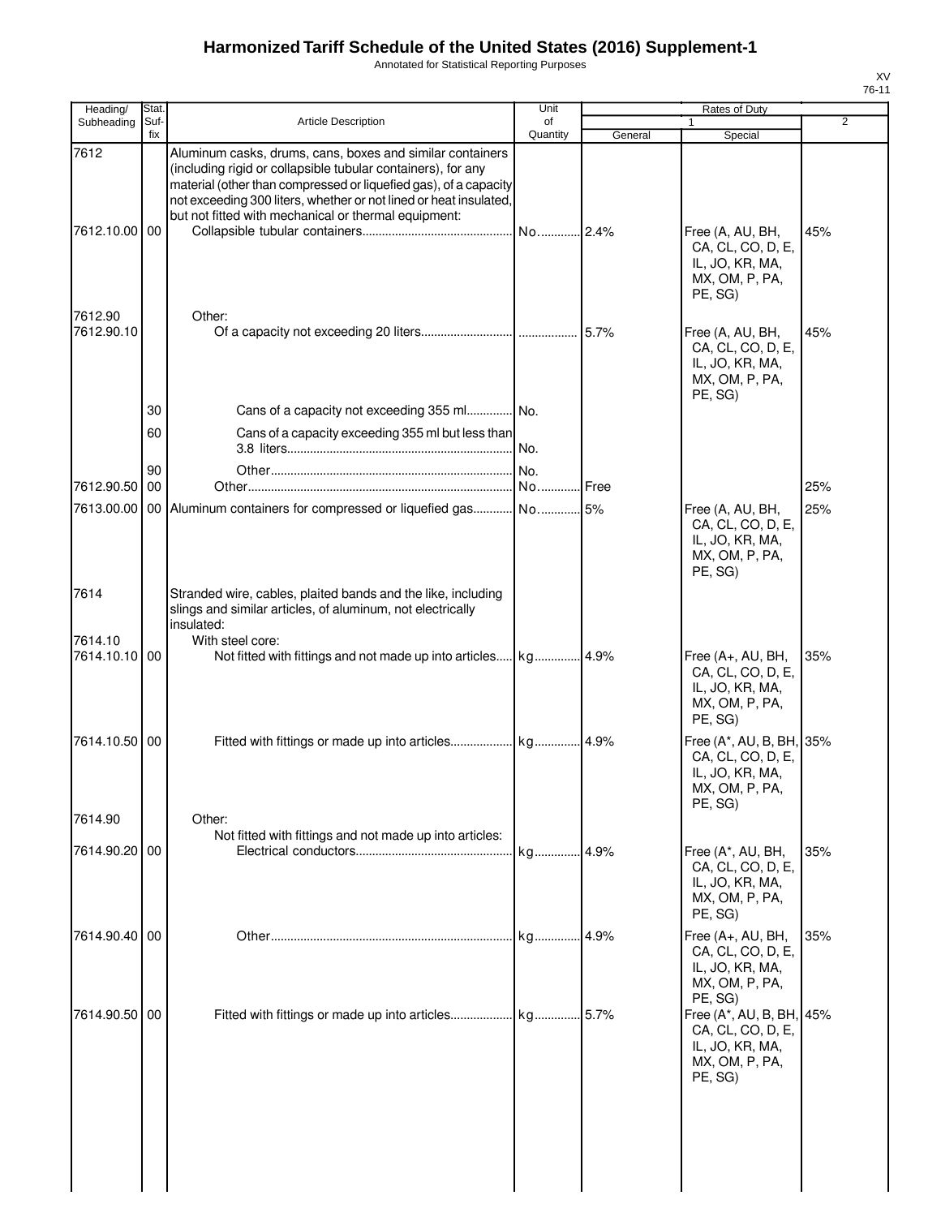# Harmonized Tariff Schedule of the United States (2016) Supplement-1

Annotated for Statistical Reporting Purposes

| Heading/ Subheading | Stat. Suf- fix | Article Description | Unit of Quantity | Rates of Duty 1 General | Special | 2 |
|---|---|---|---|---|---|---|
| 7612 | | Aluminum casks, drums, cans, boxes and similar containers (including rigid or collapsible tubular containers), for any material (other than compressed or liquefied gas), of a capacity not exceeding 300 liters, whether or not lined or heat insulated, but not fitted with mechanical or thermal equipment: | | | | |
| 7612.10.00 | 00 | Collapsible tubular containers | No. | 2.4% | Free (A, AU, BH, CA, CL, CO, D, E, IL, JO, KR, MA, MX, OM, P, PA, PE, SG) | 45% |
| 7612.90 | | Other: | | | | |
| 7612.90.10 | | Of a capacity not exceeding 20 liters | | 5.7% | Free (A, AU, BH, CA, CL, CO, D, E, IL, JO, KR, MA, MX, OM, P, PA, PE, SG) | 45% |
| | 30 | Cans of a capacity not exceeding 355 ml | No. | | | |
| | 60 | Cans of a capacity exceeding 355 ml but less than 3.8 liters | No. | | | |
| | 90 | Other | No. | | | |
| 7612.90.50 | 00 | Other | No. | Free | | 25% |
| 7613.00.00 | 00 | Aluminum containers for compressed or liquefied gas | No. | 5% | Free (A, AU, BH, CA, CL, CO, D, E, IL, JO, KR, MA, MX, OM, P, PA, PE, SG) | 25% |
| 7614 | | Stranded wire, cables, plaited bands and the like, including slings and similar articles, of aluminum, not electrically insulated: | | | | |
| 7614.10 | | With steel core: | | | | |
| 7614.10.10 | 00 | Not fitted with fittings and not made up into articles | kg | 4.9% | Free (A+, AU, BH, CA, CL, CO, D, E, IL, JO, KR, MA, MX, OM, P, PA, PE, SG) | 35% |
| 7614.10.50 | 00 | Fitted with fittings or made up into articles | kg | 4.9% | Free (A*, AU, B, BH, CA, CL, CO, D, E, IL, JO, KR, MA, MX, OM, P, PA, PE, SG) | 35% |
| 7614.90 | | Other: | | | | |
| | | Not fitted with fittings and not made up into articles: | | | | |
| 7614.90.20 | 00 | Electrical conductors | kg | 4.9% | Free (A*, AU, BH, CA, CL, CO, D, E, IL, JO, KR, MA, MX, OM, P, PA, PE, SG) | 35% |
| 7614.90.40 | 00 | Other | kg | 4.9% | Free (A+, AU, BH, CA, CL, CO, D, E, IL, JO, KR, MA, MX, OM, P, PA, PE, SG) | 35% |
| 7614.90.50 | 00 | Fitted with fittings or made up into articles | kg | 5.7% | Free (A*, AU, B, BH, CA, CL, CO, D, E, IL, JO, KR, MA, MX, OM, P, PA, PE, SG) | 45% |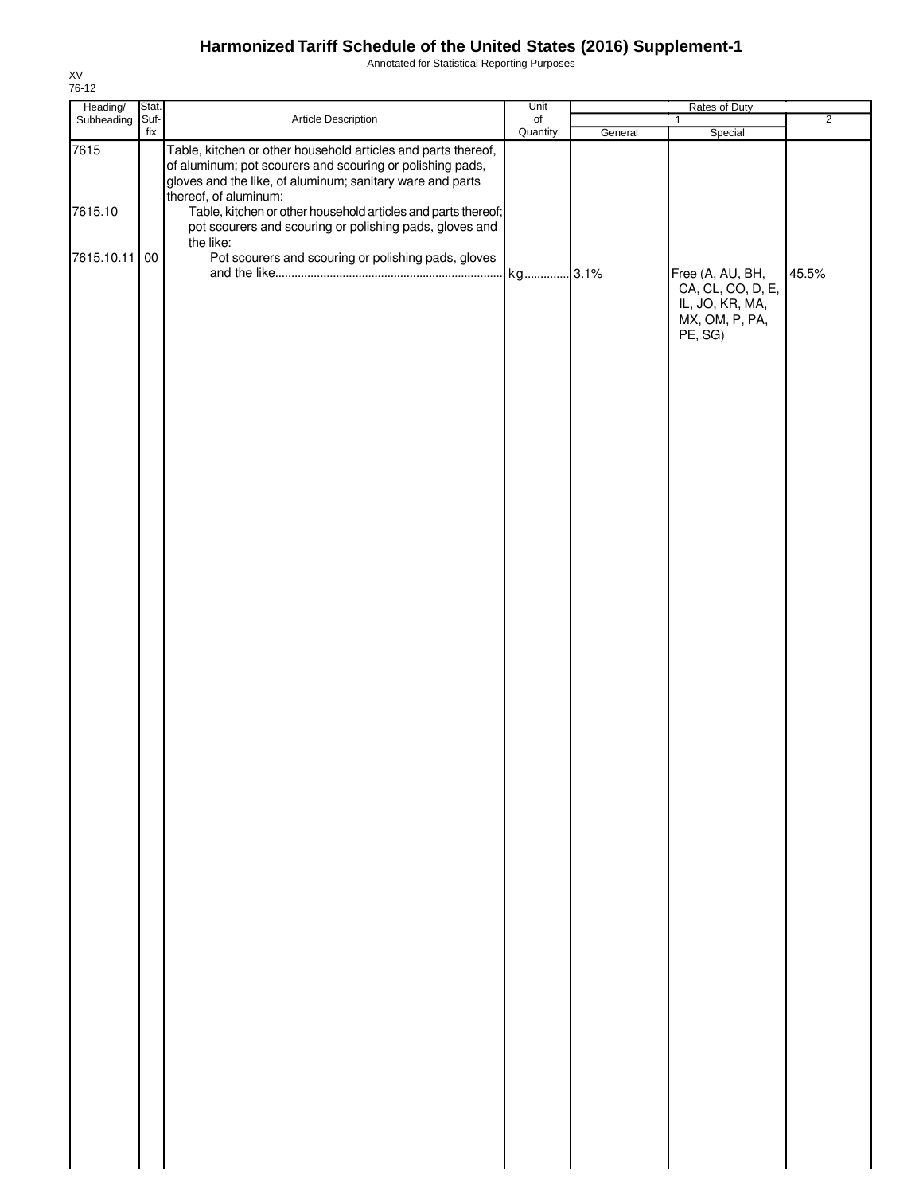# Harmonized Tariff Schedule of the United States (2016) Supplement-1

Annotated for Statistical Reporting Purposes

XV
76-12

| Heading/ Subheading | Stat. Suf- fix | Article Description | Unit of Quantity | Rates of Duty | | |
|---|---|---|---|---|---|---|
| | | | | 1 | | 2 |
| | | | | General | Special | |
| 7615 | | Table, kitchen or other household articles and parts thereof, of aluminum; pot scourers and scouring or polishing pads, gloves and the like, of aluminum; sanitary ware and parts thereof, of aluminum: | | | | |
| 7615.10 | | Table, kitchen or other household articles and parts thereof; pot scourers and scouring or polishing pads, gloves and the like: | | | | |
| 7615.10.11 | 00 | Pot scourers and scouring or polishing pads, gloves and the like | kg | 3.1% | Free (A, AU, BH, CA, CL, CO, D, E, IL, JO, KR, MA, MX, OM, P, PA, PE, SG) | 45.5% |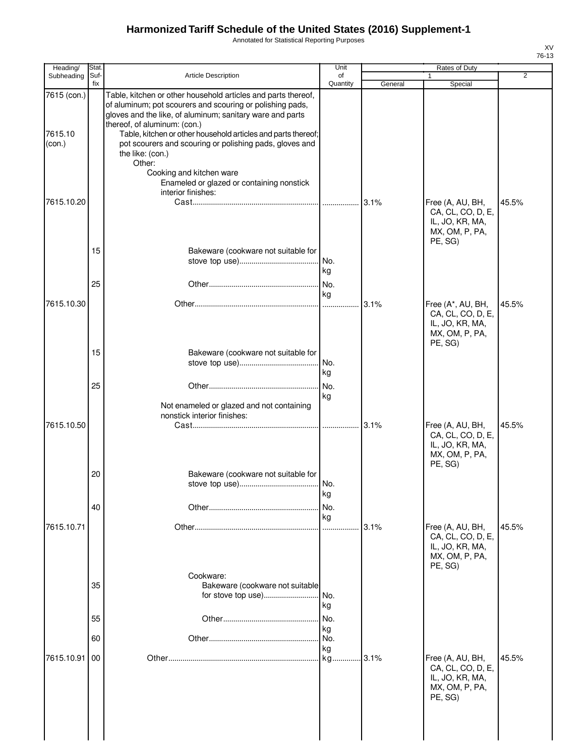# Harmonized Tariff Schedule of the United States (2016) Supplement-1

Annotated for Statistical Reporting Purposes

XV
76-13

| Heading/ Subheading | Stat. Suf- fix | Article Description | Unit of Quantity | Rates of Duty | | |
|---|---|---|---|---|---|---|
| | | | | 1 | | 2 |
| | | | | General | Special | |
| 7615 (con.) | | Table, kitchen or other household articles and parts thereof, of aluminum; pot scourers and scouring or polishing pads, gloves and the like, of aluminum; sanitary ware and parts thereof, of aluminum: (con.) | | | | |
| 7615.10 (con.) | | Table, kitchen or other household articles and parts thereof; pot scourers and scouring or polishing pads, gloves and the like: (con.) | | | | |
| | | Other: | | | | |
| | | Cooking and kitchen ware | | | | |
| | | Enameled or glazed or containing nonstick interior finishes: | | | | |
| 7615.10.20 | | Cast | | 3.1% | Free (A, AU, BH, CA, CL, CO, D, E, IL, JO, KR, MA, MX, OM, P, PA, PE, SG) | 45.5% |
| | 15 | Bakeware (cookware not suitable for stove top use) | No. kg | | | |
| | 25 | Other | No. kg | | | |
| 7615.10.30 | | Other | | 3.1% | Free (A*, AU, BH, CA, CL, CO, D, E, IL, JO, KR, MA, MX, OM, P, PA, PE, SG) | 45.5% |
| | 15 | Bakeware (cookware not suitable for stove top use) | No. kg | | | |
| | 25 | Other | No. kg | | | |
| | | Not enameled or glazed and not containing nonstick interior finishes: | | | | |
| 7615.10.50 | | Cast | | 3.1% | Free (A, AU, BH, CA, CL, CO, D, E, IL, JO, KR, MA, MX, OM, P, PA, PE, SG) | 45.5% |
| | 20 | Bakeware (cookware not suitable for stove top use) | No. kg | | | |
| | 40 | Other | No. kg | | | |
| 7615.10.71 | | Other | | 3.1% | Free (A, AU, BH, CA, CL, CO, D, E, IL, JO, KR, MA, MX, OM, P, PA, PE, SG) | 45.5% |
| | | Cookware: | | | | |
| | 35 | Bakeware (cookware not suitable for stove top use) | No. kg | | | |
| | 55 | Other | No. kg | | | |
| | 60 | Other | No. kg | | | |
| 7615.10.91 | 00 | Other | kg | 3.1% | Free (A, AU, BH, CA, CL, CO, D, E, IL, JO, KR, MA, MX, OM, P, PA, PE, SG) | 45.5% |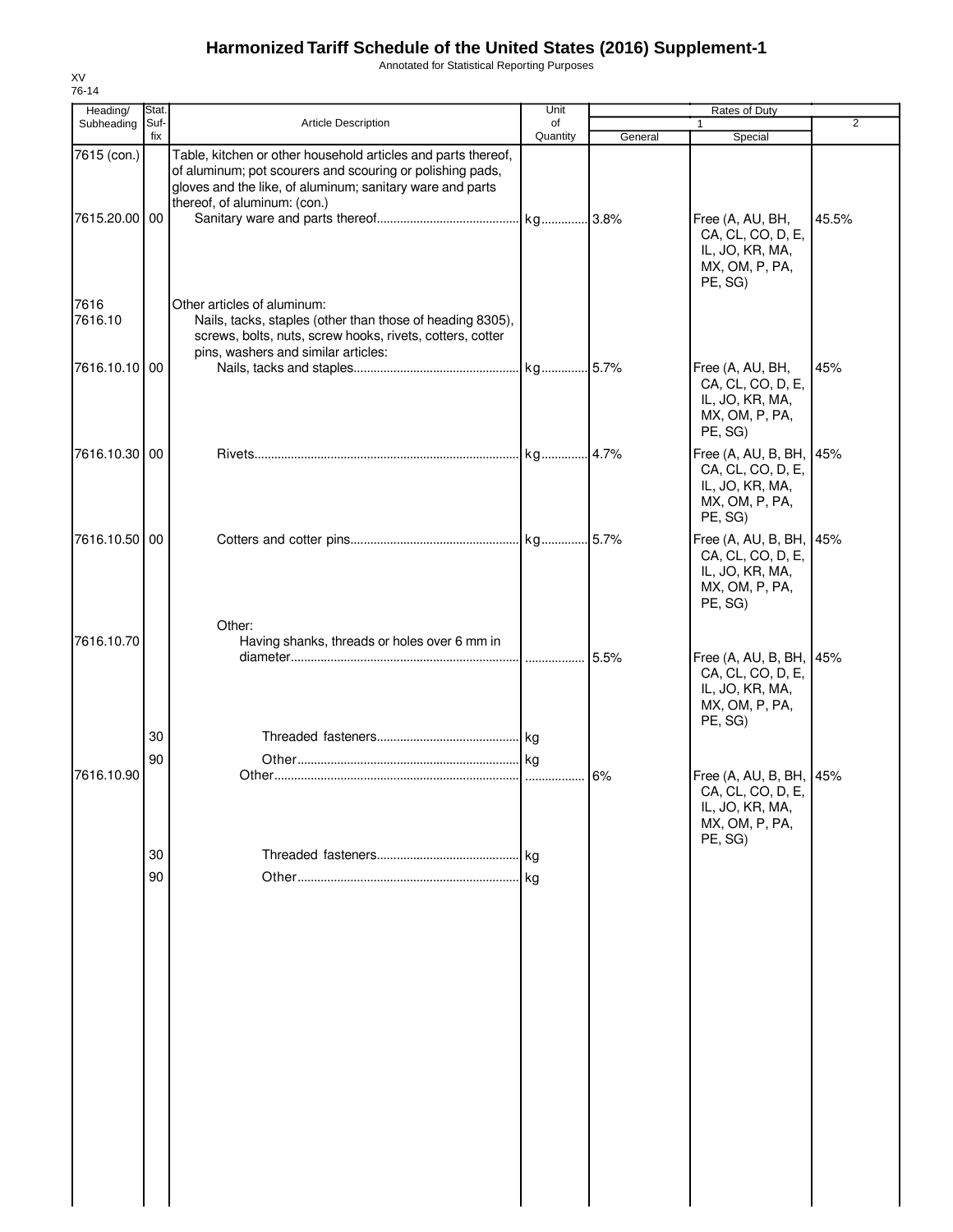# Harmonized Tariff Schedule of the United States (2016) Supplement-1

Annotated for Statistical Reporting Purposes

XV
76-14

| Heading/ Subheading | Stat. Suf- fix | Article Description | Unit of Quantity | Rates of Duty 1 General | Special | 2 |
|---|---|---|---|---|---|---|
| 7615 (con.) | | Table, kitchen or other household articles and parts thereof, of aluminum; pot scourers and scouring or polishing pads, gloves and the like, of aluminum; sanitary ware and parts thereof, of aluminum: (con.) | | | | |
| 7615.20.00 | 00 | Sanitary ware and parts thereof | kg | 3.8% | Free (A, AU, BH, CA, CL, CO, D, E, IL, JO, KR, MA, MX, OM, P, PA, PE, SG) | 45.5% |
| 7616 | | Other articles of aluminum: | | | | |
| 7616.10 | | Nails, tacks, staples (other than those of heading 8305), screws, bolts, nuts, screw hooks, rivets, cotters, cotter pins, washers and similar articles: | | | | |
| 7616.10.10 | 00 | Nails, tacks and staples | kg | 5.7% | Free (A, AU, BH, CA, CL, CO, D, E, IL, JO, KR, MA, MX, OM, P, PA, PE, SG) | 45% |
| 7616.10.30 | 00 | Rivets | kg | 4.7% | Free (A, AU, B, BH, CA, CL, CO, D, E, IL, JO, KR, MA, MX, OM, P, PA, PE, SG) | 45% |
| 7616.10.50 | 00 | Cotters and cotter pins | kg | 5.7% | Free (A, AU, B, BH, CA, CL, CO, D, E, IL, JO, KR, MA, MX, OM, P, PA, PE, SG) | 45% |
| | | Other: | | | | |
| 7616.10.70 | | Having shanks, threads or holes over 6 mm in diameter | | 5.5% | Free (A, AU, B, BH, CA, CL, CO, D, E, IL, JO, KR, MA, MX, OM, P, PA, PE, SG) | 45% |
| | 30 | Threaded fasteners | kg | | | |
| | 90 | Other | kg | | | |
| 7616.10.90 | | Other | | 6% | Free (A, AU, B, BH, CA, CL, CO, D, E, IL, JO, KR, MA, MX, OM, P, PA, PE, SG) | 45% |
| | 30 | Threaded fasteners | kg | | | |
| | 90 | Other | kg | | | |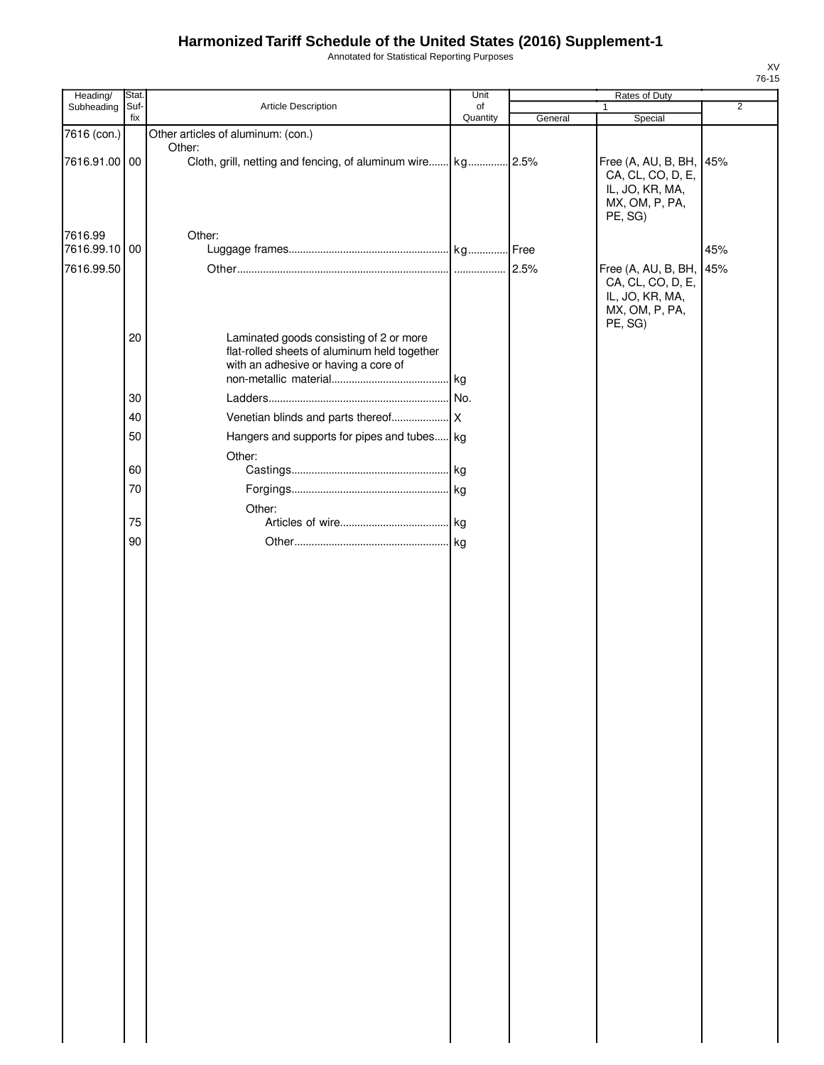# Harmonized Tariff Schedule of the United States (2016) Supplement-1

Annotated for Statistical Reporting Purposes

XV
76-15

| Heading/ Subheading | Stat. Suf-fix | Article Description | Unit of Quantity | Rates of Duty 1 General | Special | 2 |
|---|---|---|---|---|---|---|
| 7616 (con.) | | Other articles of aluminum: (con.) | | | | |
| | | Other: | | | | |
| 7616.91.00 | 00 | Cloth, grill, netting and fencing, of aluminum wire | kg | 2.5% | Free (A, AU, B, BH, CA, CL, CO, D, E, IL, JO, KR, MA, MX, OM, P, PA, PE, SG) | 45% |
| 7616.99 | | Other: | | | | |
| 7616.99.10 | 00 | Luggage frames | kg | Free | | 45% |
| 7616.99.50 | | Other | | 2.5% | Free (A, AU, B, BH, CA, CL, CO, D, E, IL, JO, KR, MA, MX, OM, P, PA, PE, SG) | 45% |
| | 20 | Laminated goods consisting of 2 or more flat-rolled sheets of aluminum held together with an adhesive or having a core of non-metallic material | kg | | | |
| | 30 | Ladders | No. | | | |
| | 40 | Venetian blinds and parts thereof | X | | | |
| | 50 | Hangers and supports for pipes and tubes | kg | | | |
| | | Other: | | | | |
| | 60 | Castings | kg | | | |
| | 70 | Forgings | kg | | | |
| | | Other: | | | | |
| | 75 | Articles of wire | kg | | | |
| | 90 | Other | kg | | | |